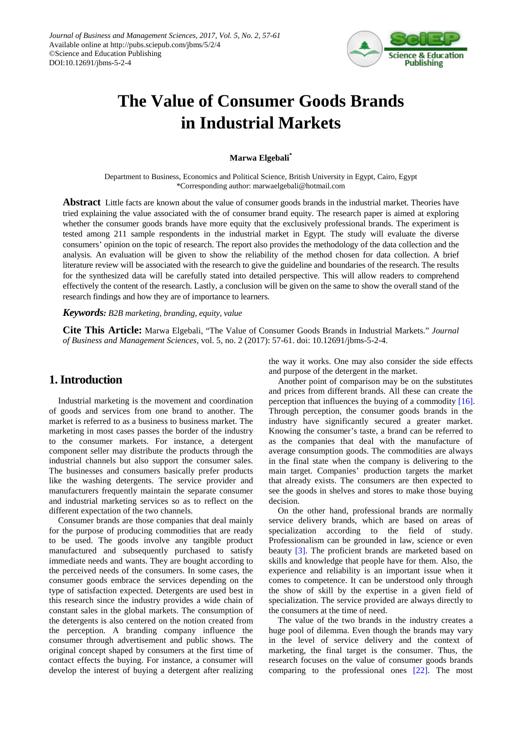# The Value of Consumer Goods Brands in Industrial Markets

**Marwa Elgebali***

Department to Business, Economics and Political Science, British University in Egypt, Cairo, Egypt
*Corresponding author: marwaelgebali@hotmail.com

**Abstract** Little facts are known about the value of consumer goods brands in the industrial market. Theories have tried explaining the value associated with the of consumer brand equity. The research paper is aimed at exploring whether the consumer goods brands have more equity that the exclusively professional brands. The experiment is tested among 211 sample respondents in the industrial market in Egypt. The study will evaluate the diverse consumers' opinion on the topic of research. The report also provides the methodology of the data collection and the analysis. An evaluation will be given to show the reliability of the method chosen for data collection. A brief literature review will be associated with the research to give the guideline and boundaries of the research. The results for the synthesized data will be carefully stated into detailed perspective. This will allow readers to comprehend effectively the content of the research. Lastly, a conclusion will be given on the same to show the overall stand of the research findings and how they are of importance to learners.

***Keywords:*** *B2B marketing, branding, equity, value*

**Cite This Article:** Marwa Elgebali, "The Value of Consumer Goods Brands in Industrial Markets." *Journal of Business and Management Sciences*, vol. 5, no. 2 (2017): 57-61. doi: 10.12691/jbms-5-2-4.

## 1. Introduction

Industrial marketing is the movement and coordination of goods and services from one brand to another. The market is referred to as a business to business market. The marketing in most cases passes the border of the industry to the consumer markets. For instance, a detergent component seller may distribute the products through the industrial channels but also support the consumer sales. The businesses and consumers basically prefer products like the washing detergents. The service provider and manufacturers frequently maintain the separate consumer and industrial marketing services so as to reflect on the different expectation of the two channels.

Consumer brands are those companies that deal mainly for the purpose of producing commodities that are ready to be used. The goods involve any tangible product manufactured and subsequently purchased to satisfy immediate needs and wants. They are bought according to the perceived needs of the consumers. In some cases, the consumer goods embrace the services depending on the type of satisfaction expected. Detergents are used best in this research since the industry provides a wide chain of constant sales in the global markets. The consumption of the detergents is also centered on the notion created from the perception. A branding company influence the consumer through advertisement and public shows. The original concept shaped by consumers at the first time of contact effects the buying. For instance, a consumer will develop the interest of buying a detergent after realizing the way it works. One may also consider the side effects and purpose of the detergent in the market.

Another point of comparison may be on the substitutes and prices from different brands. All these can create the perception that influences the buying of a commodity [16]. Through perception, the consumer goods brands in the industry have significantly secured a greater market. Knowing the consumer's taste, a brand can be referred to as the companies that deal with the manufacture of average consumption goods. The commodities are always in the final state when the company is delivering to the main target. Companies' production targets the market that already exists. The consumers are then expected to see the goods in shelves and stores to make those buying decision.

On the other hand, professional brands are normally service delivery brands, which are based on areas of specialization according to the field of study. Professionalism can be grounded in law, science or even beauty [3]. The proficient brands are marketed based on skills and knowledge that people have for them. Also, the experience and reliability is an important issue when it comes to competence. It can be understood only through the show of skill by the expertise in a given field of specialization. The service provided are always directly to the consumers at the time of need.

The value of the two brands in the industry creates a huge pool of dilemma. Even though the brands may vary in the level of service delivery and the context of marketing, the final target is the consumer. Thus, the research focuses on the value of consumer goods brands comparing to the professional ones [22]. The most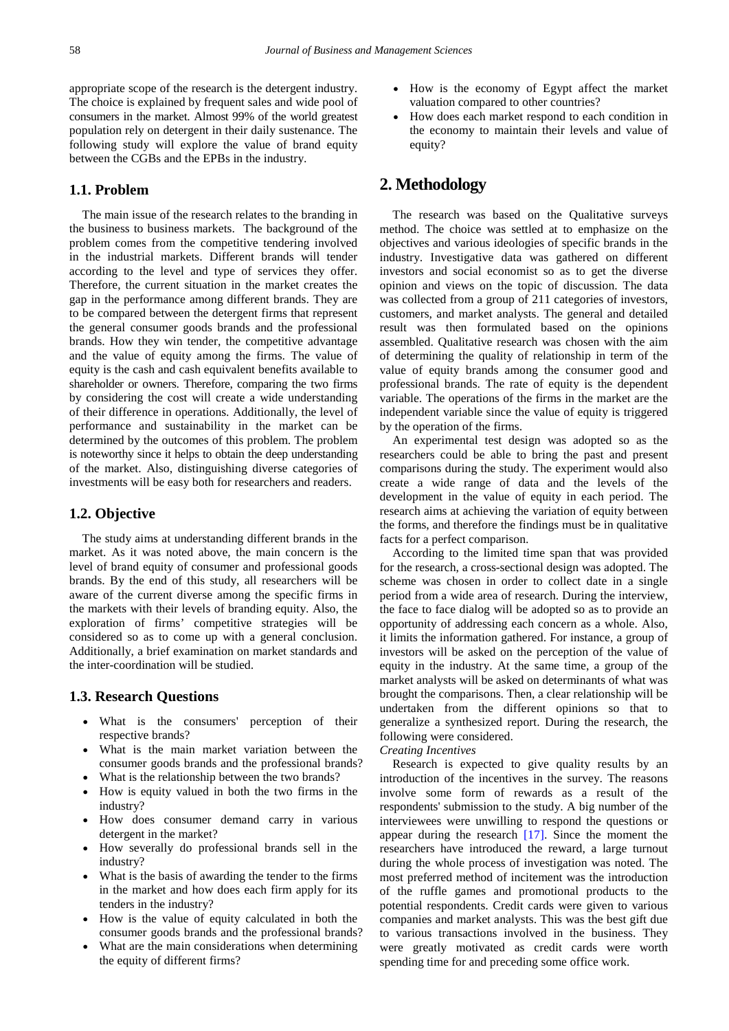appropriate scope of the research is the detergent industry. The choice is explained by frequent sales and wide pool of consumers in the market. Almost 99% of the world greatest population rely on detergent in their daily sustenance. The following study will explore the value of brand equity between the CGBs and the EPBs in the industry.

### 1.1. Problem

The main issue of the research relates to the branding in the business to business markets. The background of the problem comes from the competitive tendering involved in the industrial markets. Different brands will tender according to the level and type of services they offer. Therefore, the current situation in the market creates the gap in the performance among different brands. They are to be compared between the detergent firms that represent the general consumer goods brands and the professional brands. How they win tender, the competitive advantage and the value of equity among the firms. The value of equity is the cash and cash equivalent benefits available to shareholder or owners. Therefore, comparing the two firms by considering the cost will create a wide understanding of their difference in operations. Additionally, the level of performance and sustainability in the market can be determined by the outcomes of this problem. The problem is noteworthy since it helps to obtain the deep understanding of the market. Also, distinguishing diverse categories of investments will be easy both for researchers and readers.

### 1.2. Objective

The study aims at understanding different brands in the market. As it was noted above, the main concern is the level of brand equity of consumer and professional goods brands. By the end of this study, all researchers will be aware of the current diverse among the specific firms in the markets with their levels of branding equity. Also, the exploration of firms' competitive strategies will be considered so as to come up with a general conclusion. Additionally, a brief examination on market standards and the inter-coordination will be studied.

### 1.3. Research Questions

- What is the consumers' perception of their respective brands?
- What is the main market variation between the consumer goods brands and the professional brands?
- What is the relationship between the two brands?
- How is equity valued in both the two firms in the industry?
- How does consumer demand carry in various detergent in the market?
- How severally do professional brands sell in the industry?
- What is the basis of awarding the tender to the firms in the market and how does each firm apply for its tenders in the industry?
- How is the value of equity calculated in both the consumer goods brands and the professional brands?
- What are the main considerations when determining the equity of different firms?
- How is the economy of Egypt affect the market valuation compared to other countries?
- How does each market respond to each condition in the economy to maintain their levels and value of equity?

## 2. Methodology

The research was based on the Qualitative surveys method. The choice was settled at to emphasize on the objectives and various ideologies of specific brands in the industry. Investigative data was gathered on different investors and social economist so as to get the diverse opinion and views on the topic of discussion. The data was collected from a group of 211 categories of investors, customers, and market analysts. The general and detailed result was then formulated based on the opinions assembled. Qualitative research was chosen with the aim of determining the quality of relationship in term of the value of equity brands among the consumer good and professional brands. The rate of equity is the dependent variable. The operations of the firms in the market are the independent variable since the value of equity is triggered by the operation of the firms.

An experimental test design was adopted so as the researchers could be able to bring the past and present comparisons during the study. The experiment would also create a wide range of data and the levels of the development in the value of equity in each period. The research aims at achieving the variation of equity between the forms, and therefore the findings must be in qualitative facts for a perfect comparison.

According to the limited time span that was provided for the research, a cross-sectional design was adopted. The scheme was chosen in order to collect date in a single period from a wide area of research. During the interview, the face to face dialog will be adopted so as to provide an opportunity of addressing each concern as a whole. Also, it limits the information gathered. For instance, a group of investors will be asked on the perception of the value of equity in the industry. At the same time, a group of the market analysts will be asked on determinants of what was brought the comparisons. Then, a clear relationship will be undertaken from the different opinions so that to generalize a synthesized report. During the research, the following were considered.

*Creating Incentives*

Research is expected to give quality results by an introduction of the incentives in the survey. The reasons involve some form of rewards as a result of the respondents' submission to the study. A big number of the interviewees were unwilling to respond the questions or appear during the research [17]. Since the moment the researchers have introduced the reward, a large turnout during the whole process of investigation was noted. The most preferred method of incitement was the introduction of the ruffle games and promotional products to the potential respondents. Credit cards were given to various companies and market analysts. This was the best gift due to various transactions involved in the business. They were greatly motivated as credit cards were worth spending time for and preceding some office work.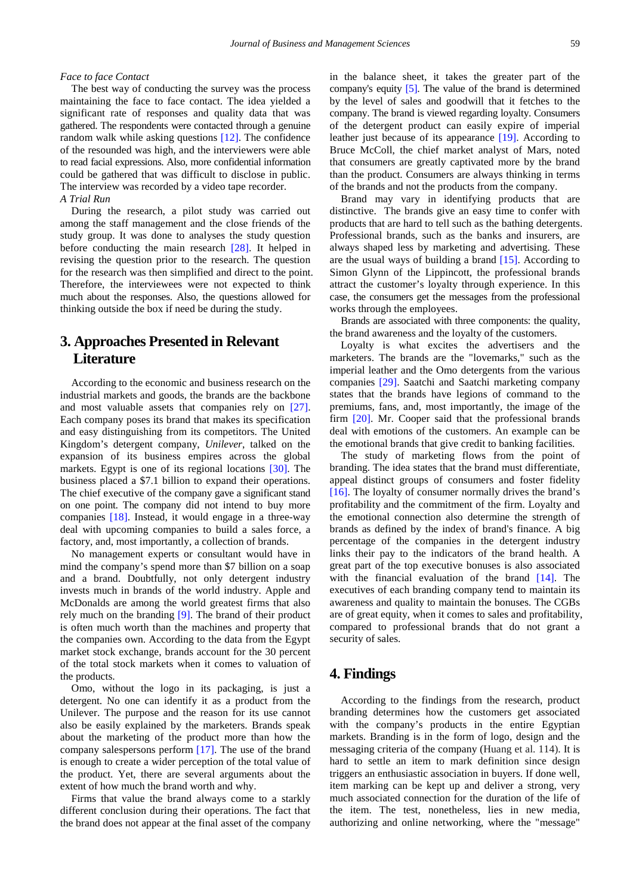*Face to face Contact*

The best way of conducting the survey was the process maintaining the face to face contact. The idea yielded a significant rate of responses and quality data that was gathered. The respondents were contacted through a genuine random walk while asking questions [12]. The confidence of the resounded was high, and the interviewers were able to read facial expressions. Also, more confidential information could be gathered that was difficult to disclose in public. The interview was recorded by a video tape recorder.

*A Trial Run*

During the research, a pilot study was carried out among the staff management and the close friends of the study group. It was done to analyses the study question before conducting the main research [28]. It helped in revising the question prior to the research. The question for the research was then simplified and direct to the point. Therefore, the interviewees were not expected to think much about the responses. Also, the questions allowed for thinking outside the box if need be during the study.

## 3. Approaches Presented in Relevant Literature

According to the economic and business research on the industrial markets and goods, the brands are the backbone and most valuable assets that companies rely on [27]. Each company poses its brand that makes its specification and easy distinguishing from its competitors. The United Kingdom's detergent company, *Unilever*, talked on the expansion of its business empires across the global markets. Egypt is one of its regional locations [30]. The business placed a $7.1 billion to expand their operations. The chief executive of the company gave a significant stand on one point. The company did not intend to buy more companies [18]. Instead, it would engage in a three-way deal with upcoming companies to build a sales force, a factory, and, most importantly, a collection of brands.

No management experts or consultant would have in mind the company's spend more than $7 billion on a soap and a brand. Doubtfully, not only detergent industry invests much in brands of the world industry. Apple and McDonalds are among the world greatest firms that also rely much on the branding [9]. The brand of their product is often much worth than the machines and property that the companies own. According to the data from the Egypt market stock exchange, brands account for the 30 percent of the total stock markets when it comes to valuation of the products.

Omo, without the logo in its packaging, is just a detergent. No one can identify it as a product from the Unilever. The purpose and the reason for its use cannot also be easily explained by the marketers. Brands speak about the marketing of the product more than how the company salespersons perform [17]. The use of the brand is enough to create a wider perception of the total value of the product. Yet, there are several arguments about the extent of how much the brand worth and why.

Firms that value the brand always come to a starkly different conclusion during their operations. The fact that the brand does not appear at the final asset of the company in the balance sheet, it takes the greater part of the company's equity [5]. The value of the brand is determined by the level of sales and goodwill that it fetches to the company. The brand is viewed regarding loyalty. Consumers of the detergent product can easily expire of imperial leather just because of its appearance [19]. According to Bruce McColl, the chief market analyst of Mars, noted that consumers are greatly captivated more by the brand than the product. Consumers are always thinking in terms of the brands and not the products from the company.

Brand may vary in identifying products that are distinctive. The brands give an easy time to confer with products that are hard to tell such as the bathing detergents. Professional brands, such as the banks and insurers, are always shaped less by marketing and advertising. These are the usual ways of building a brand [15]. According to Simon Glynn of the Lippincott, the professional brands attract the customer's loyalty through experience. In this case, the consumers get the messages from the professional works through the employees.

Brands are associated with three components: the quality, the brand awareness and the loyalty of the customers.

Loyalty is what excites the advertisers and the marketers. The brands are the "lovemarks," such as the imperial leather and the Omo detergents from the various companies [29]. Saatchi and Saatchi marketing company states that the brands have legions of command to the premiums, fans, and, most importantly, the image of the firm [20]. Mr. Cooper said that the professional brands deal with emotions of the customers. An example can be the emotional brands that give credit to banking facilities.

The study of marketing flows from the point of branding. The idea states that the brand must differentiate, appeal distinct groups of consumers and foster fidelity [16]. The loyalty of consumer normally drives the brand's profitability and the commitment of the firm. Loyalty and the emotional connection also determine the strength of brands as defined by the index of brand's finance. A big percentage of the companies in the detergent industry links their pay to the indicators of the brand health. A great part of the top executive bonuses is also associated with the financial evaluation of the brand [14]. The executives of each branding company tend to maintain its awareness and quality to maintain the bonuses. The CGBs are of great equity, when it comes to sales and profitability, compared to professional brands that do not grant a security of sales.

## 4. Findings

According to the findings from the research, product branding determines how the customers get associated with the company's products in the entire Egyptian markets. Branding is in the form of logo, design and the messaging criteria of the company (Huang et al. 114). It is hard to settle an item to mark definition since design triggers an enthusiastic association in buyers. If done well, item marking can be kept up and deliver a strong, very much associated connection for the duration of the life of the item. The test, nonetheless, lies in new media, authorizing and online networking, where the "message"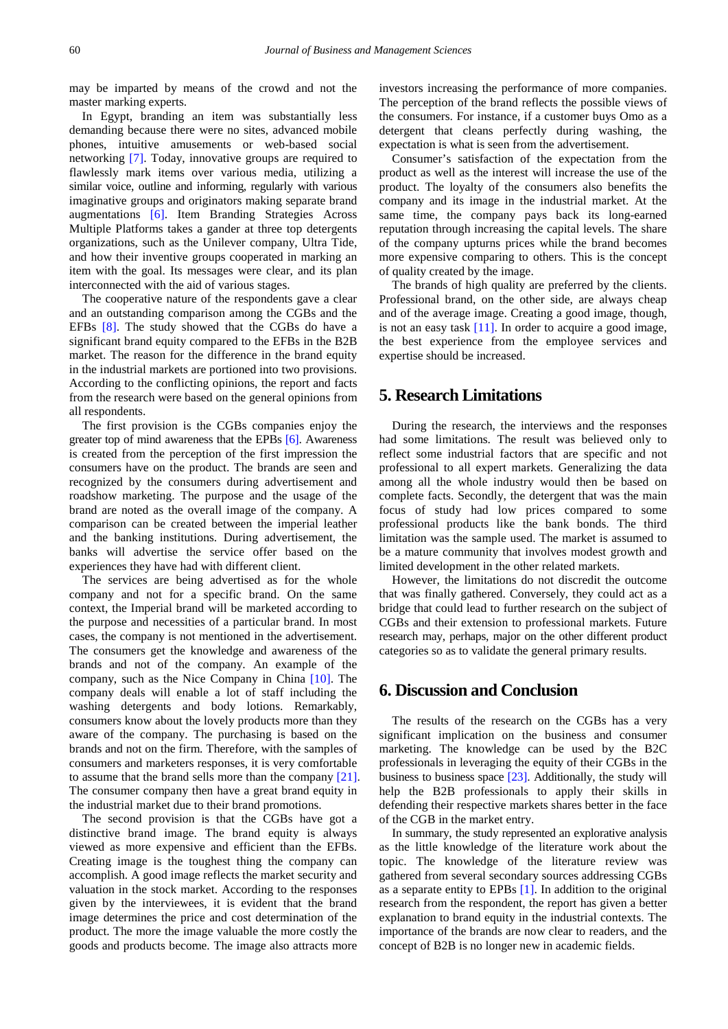may be imparted by means of the crowd and not the master marking experts.

In Egypt, branding an item was substantially less demanding because there were no sites, advanced mobile phones, intuitive amusements or web-based social networking [7]. Today, innovative groups are required to flawlessly mark items over various media, utilizing a similar voice, outline and informing, regularly with various imaginative groups and originators making separate brand augmentations [6]. Item Branding Strategies Across Multiple Platforms takes a gander at three top detergents organizations, such as the Unilever company, Ultra Tide, and how their inventive groups cooperated in marking an item with the goal. Its messages were clear, and its plan interconnected with the aid of various stages.

The cooperative nature of the respondents gave a clear and an outstanding comparison among the CGBs and the EFBs [8]. The study showed that the CGBs do have a significant brand equity compared to the EFBs in the B2B market. The reason for the difference in the brand equity in the industrial markets are portioned into two provisions. According to the conflicting opinions, the report and facts from the research were based on the general opinions from all respondents.

The first provision is the CGBs companies enjoy the greater top of mind awareness that the EPBs [6]. Awareness is created from the perception of the first impression the consumers have on the product. The brands are seen and recognized by the consumers during advertisement and roadshow marketing. The purpose and the usage of the brand are noted as the overall image of the company. A comparison can be created between the imperial leather and the banking institutions. During advertisement, the banks will advertise the service offer based on the experiences they have had with different client.

The services are being advertised as for the whole company and not for a specific brand. On the same context, the Imperial brand will be marketed according to the purpose and necessities of a particular brand. In most cases, the company is not mentioned in the advertisement. The consumers get the knowledge and awareness of the brands and not of the company. An example of the company, such as the Nice Company in China [10]. The company deals will enable a lot of staff including the washing detergents and body lotions. Remarkably, consumers know about the lovely products more than they aware of the company. The purchasing is based on the brands and not on the firm. Therefore, with the samples of consumers and marketers responses, it is very comfortable to assume that the brand sells more than the company [21]. The consumer company then have a great brand equity in the industrial market due to their brand promotions.

The second provision is that the CGBs have got a distinctive brand image. The brand equity is always viewed as more expensive and efficient than the EFBs. Creating image is the toughest thing the company can accomplish. A good image reflects the market security and valuation in the stock market. According to the responses given by the interviewees, it is evident that the brand image determines the price and cost determination of the product. The more the image valuable the more costly the goods and products become. The image also attracts more investors increasing the performance of more companies. The perception of the brand reflects the possible views of the consumers. For instance, if a customer buys Omo as a detergent that cleans perfectly during washing, the expectation is what is seen from the advertisement.

Consumer's satisfaction of the expectation from the product as well as the interest will increase the use of the product. The loyalty of the consumers also benefits the company and its image in the industrial market. At the same time, the company pays back its long-earned reputation through increasing the capital levels. The share of the company upturns prices while the brand becomes more expensive comparing to others. This is the concept of quality created by the image.

The brands of high quality are preferred by the clients. Professional brand, on the other side, are always cheap and of the average image. Creating a good image, though, is not an easy task [11]. In order to acquire a good image, the best experience from the employee services and expertise should be increased.

## 5. Research Limitations

During the research, the interviews and the responses had some limitations. The result was believed only to reflect some industrial factors that are specific and not professional to all expert markets. Generalizing the data among all the whole industry would then be based on complete facts. Secondly, the detergent that was the main focus of study had low prices compared to some professional products like the bank bonds. The third limitation was the sample used. The market is assumed to be a mature community that involves modest growth and limited development in the other related markets.

However, the limitations do not discredit the outcome that was finally gathered. Conversely, they could act as a bridge that could lead to further research on the subject of CGBs and their extension to professional markets. Future research may, perhaps, major on the other different product categories so as to validate the general primary results.

## 6. Discussion and Conclusion

The results of the research on the CGBs has a very significant implication on the business and consumer marketing. The knowledge can be used by the B2C professionals in leveraging the equity of their CGBs in the business to business space [23]. Additionally, the study will help the B2B professionals to apply their skills in defending their respective markets shares better in the face of the CGB in the market entry.

In summary, the study represented an explorative analysis as the little knowledge of the literature work about the topic. The knowledge of the literature review was gathered from several secondary sources addressing CGBs as a separate entity to EPBs [1]. In addition to the original research from the respondent, the report has given a better explanation to brand equity in the industrial contexts. The importance of the brands are now clear to readers, and the concept of B2B is no longer new in academic fields.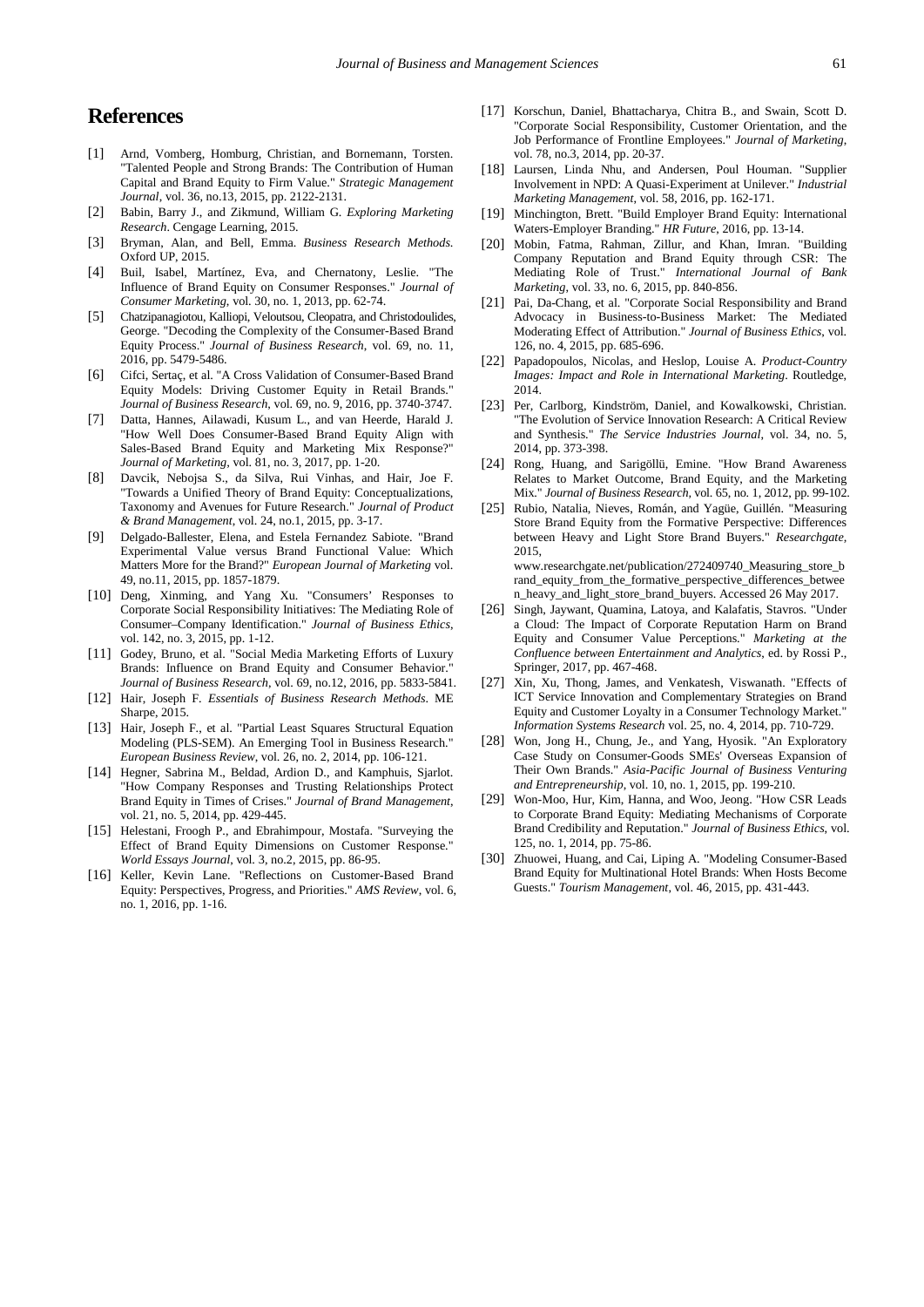# References

[1] Arnd, Vomberg, Homburg, Christian, and Bornemann, Torsten. "Talented People and Strong Brands: The Contribution of Human Capital and Brand Equity to Firm Value." *Strategic Management Journal*, vol. 36, no.13, 2015, pp. 2122-2131.

[2] Babin, Barry J., and Zikmund, William G. *Exploring Marketing Research*. Cengage Learning, 2015.

[3] Bryman, Alan, and Bell, Emma. *Business Research Methods*. Oxford UP, 2015.

[4] Buil, Isabel, Martínez, Eva, and Chernatony, Leslie. "The Influence of Brand Equity on Consumer Responses." *Journal of Consumer Marketing*, vol. 30, no. 1, 2013, pp. 62-74.

[5] Chatzipanagiotou, Kalliopi, Veloutsou, Cleopatra, and Christodoulides, George. "Decoding the Complexity of the Consumer-Based Brand Equity Process." *Journal of Business Research*, vol. 69, no. 11, 2016, pp. 5479-5486.

[6] Cifci, Sertaç, et al. "A Cross Validation of Consumer-Based Brand Equity Models: Driving Customer Equity in Retail Brands." *Journal of Business Research*, vol. 69, no. 9, 2016, pp. 3740-3747.

[7] Datta, Hannes, Ailawadi, Kusum L., and van Heerde, Harald J. "How Well Does Consumer-Based Brand Equity Align with Sales-Based Brand Equity and Marketing Mix Response?" *Journal of Marketing*, vol. 81, no. 3, 2017, pp. 1-20.

[8] Davcik, Nebojsa S., da Silva, Rui Vinhas, and Hair, Joe F. "Towards a Unified Theory of Brand Equity: Conceptualizations, Taxonomy and Avenues for Future Research." *Journal of Product & Brand Management*, vol. 24, no.1, 2015, pp. 3-17.

[9] Delgado-Ballester, Elena, and Estela Fernandez Sabiote. "Brand Experimental Value versus Brand Functional Value: Which Matters More for the Brand?" *European Journal of Marketing* vol. 49, no.11, 2015, pp. 1857-1879.

[10] Deng, Xinming, and Yang Xu. "Consumers' Responses to Corporate Social Responsibility Initiatives: The Mediating Role of Consumer–Company Identification." *Journal of Business Ethics*, vol. 142, no. 3, 2015, pp. 1-12.

[11] Godey, Bruno, et al. "Social Media Marketing Efforts of Luxury Brands: Influence on Brand Equity and Consumer Behavior." *Journal of Business Research*, vol. 69, no.12, 2016, pp. 5833-5841.

[12] Hair, Joseph F. *Essentials of Business Research Methods*. ME Sharpe, 2015.

[13] Hair, Joseph F., et al. "Partial Least Squares Structural Equation Modeling (PLS-SEM). An Emerging Tool in Business Research." *European Business Review*, vol. 26, no. 2, 2014, pp. 106-121.

[14] Hegner, Sabrina M., Beldad, Ardion D., and Kamphuis, Sjarlot. "How Company Responses and Trusting Relationships Protect Brand Equity in Times of Crises." *Journal of Brand Management*, vol. 21, no. 5, 2014, pp. 429-445.

[15] Helestani, Froogh P., and Ebrahimpour, Mostafa. "Surveying the Effect of Brand Equity Dimensions on Customer Response." *World Essays Journal*, vol. 3, no.2, 2015, pp. 86-95.

[16] Keller, Kevin Lane. "Reflections on Customer-Based Brand Equity: Perspectives, Progress, and Priorities." *AMS Review*, vol. 6, no. 1, 2016, pp. 1-16.

[17] Korschun, Daniel, Bhattacharya, Chitra B., and Swain, Scott D. "Corporate Social Responsibility, Customer Orientation, and the Job Performance of Frontline Employees." *Journal of Marketing*, vol. 78, no.3, 2014, pp. 20-37.

[18] Laursen, Linda Nhu, and Andersen, Poul Houman. "Supplier Involvement in NPD: A Quasi-Experiment at Unilever." *Industrial Marketing Management*, vol. 58, 2016, pp. 162-171.

[19] Minchington, Brett. "Build Employer Brand Equity: International Waters-Employer Branding." *HR Future*, 2016, pp. 13-14.

[20] Mobin, Fatma, Rahman, Zillur, and Khan, Imran. "Building Company Reputation and Brand Equity through CSR: The Mediating Role of Trust." *International Journal of Bank Marketing*, vol. 33, no. 6, 2015, pp. 840-856.

[21] Pai, Da-Chang, et al. "Corporate Social Responsibility and Brand Advocacy in Business-to-Business Market: The Mediated Moderating Effect of Attribution." *Journal of Business Ethics*, vol. 126, no. 4, 2015, pp. 685-696.

[22] Papadopoulos, Nicolas, and Heslop, Louise A. *Product-Country Images: Impact and Role in International Marketing*. Routledge, 2014.

[23] Per, Carlborg, Kindström, Daniel, and Kowalkowski, Christian. "The Evolution of Service Innovation Research: A Critical Review and Synthesis." *The Service Industries Journal*, vol. 34, no. 5, 2014, pp. 373-398.

[24] Rong, Huang, and Sarigöllü, Emine. "How Brand Awareness Relates to Market Outcome, Brand Equity, and the Marketing Mix." *Journal of Business Research*, vol. 65, no. 1, 2012, pp. 99-102.

[25] Rubio, Natalia, Nieves, Román, and Yagüe, Guillén. "Measuring Store Brand Equity from the Formative Perspective: Differences between Heavy and Light Store Brand Buyers." *Researchgate*, 2015, www.researchgate.net/publication/272409740_Measuring_store_brand_equity_from_the_formative_perspective_differences_between_heavy_and_light_store_brand_buyers. Accessed 26 May 2017.

[26] Singh, Jaywant, Quamina, Latoya, and Kalafatis, Stavros. "Under a Cloud: The Impact of Corporate Reputation Harm on Brand Equity and Consumer Value Perceptions." *Marketing at the Confluence between Entertainment and Analytics*, ed. by Rossi P., Springer, 2017, pp. 467-468.

[27] Xin, Xu, Thong, James, and Venkatesh, Viswanath. "Effects of ICT Service Innovation and Complementary Strategies on Brand Equity and Customer Loyalty in a Consumer Technology Market." *Information Systems Research* vol. 25, no. 4, 2014, pp. 710-729.

[28] Won, Jong H., Chung, Je., and Yang, Hyosik. "An Exploratory Case Study on Consumer-Goods SMEs' Overseas Expansion of Their Own Brands." *Asia-Pacific Journal of Business Venturing and Entrepreneurship*, vol. 10, no. 1, 2015, pp. 199-210.

[29] Won-Moo, Hur, Kim, Hanna, and Woo, Jeong. "How CSR Leads to Corporate Brand Equity: Mediating Mechanisms of Corporate Brand Credibility and Reputation." *Journal of Business Ethics*, vol. 125, no. 1, 2014, pp. 75-86.

[30] Zhuowei, Huang, and Cai, Liping A. "Modeling Consumer-Based Brand Equity for Multinational Hotel Brands: When Hosts Become Guests." *Tourism Management*, vol. 46, 2015, pp. 431-443.